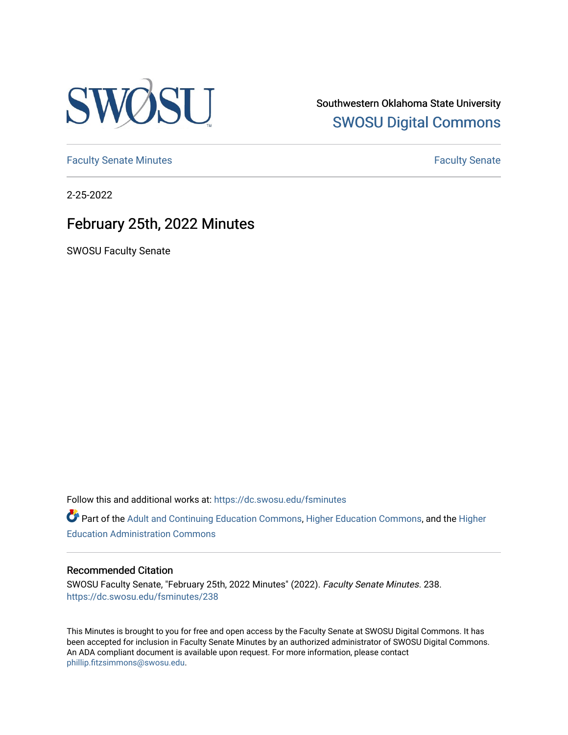Southwestern Oklahoma State University

SWOSU Digital Commons

Faculty Senate Minutes | Faculty Senate

2-25-2022

# February 25th, 2022 Minutes

SWOSU Faculty Senate

Follow this and additional works at: https://dc.swosu.edu/fsminutes

Part of the Adult and Continuing Education Commons, Higher Education Commons, and the Higher Education Administration Commons

## Recommended Citation

SWOSU Faculty Senate, "February 25th, 2022 Minutes" (2022). *Faculty Senate Minutes*. 238. https://dc.swosu.edu/fsminutes/238

This Minutes is brought to you for free and open access by the Faculty Senate at SWOSU Digital Commons. It has been accepted for inclusion in Faculty Senate Minutes by an authorized administrator of SWOSU Digital Commons. An ADA compliant document is available upon request. For more information, please contact phillip.fitzsimmons@swosu.edu.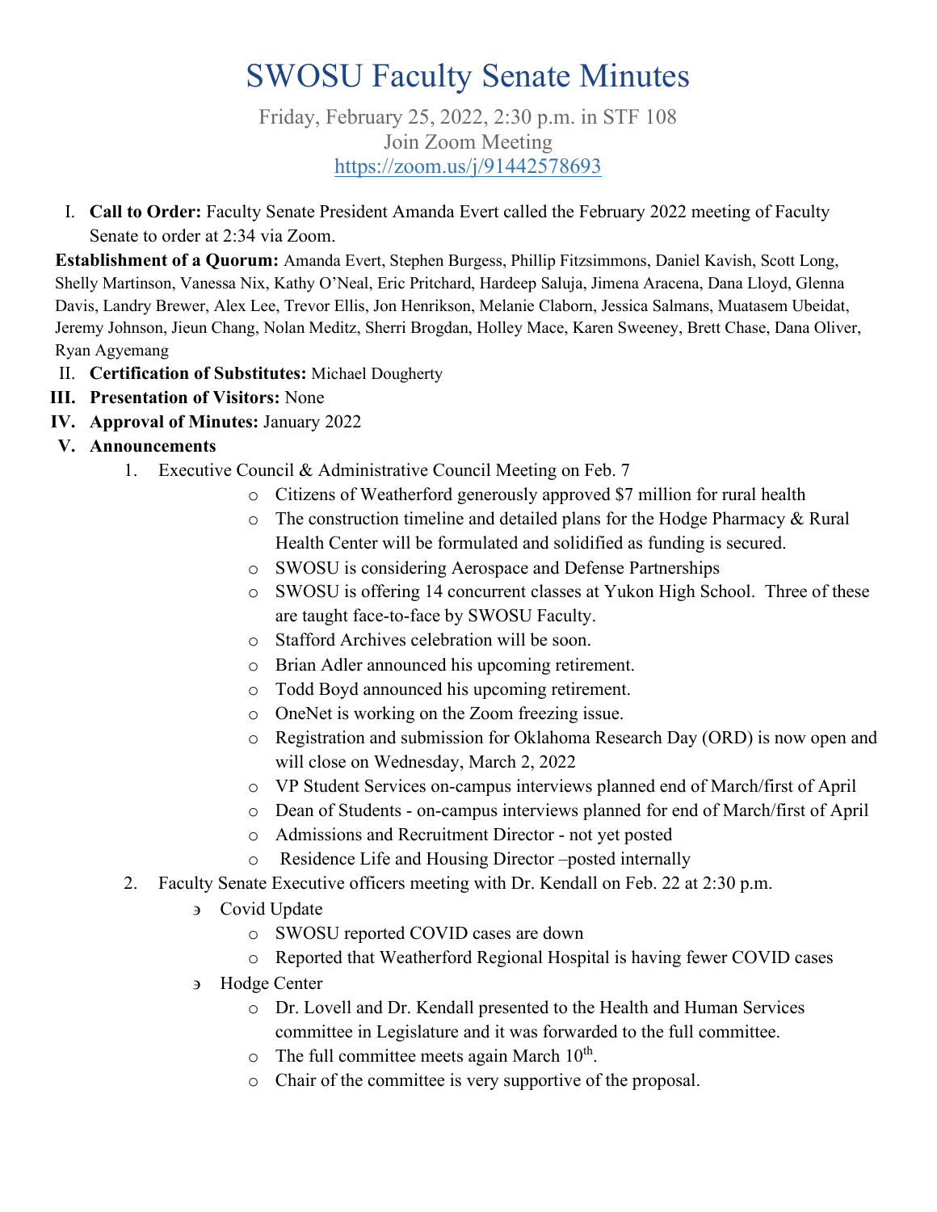# SWOSU Faculty Senate Minutes

Friday, February 25, 2022, 2:30 p.m. in STF 108
Join Zoom Meeting
https://zoom.us/j/91442578693

I. **Call to Order:** Faculty Senate President Amanda Evert called the February 2022 meeting of Faculty Senate to order at 2:34 via Zoom.

**Establishment of a Quorum:** Amanda Evert, Stephen Burgess, Phillip Fitzsimmons, Daniel Kavish, Scott Long, Shelly Martinson, Vanessa Nix, Kathy O'Neal, Eric Pritchard, Hardeep Saluja, Jimena Aracena, Dana Lloyd, Glenna Davis, Landry Brewer, Alex Lee, Trevor Ellis, Jon Henrikson, Melanie Claborn, Jessica Salmans, Muatasem Ubeidat, Jeremy Johnson, Jieun Chang, Nolan Meditz, Sherri Brogdan, Holley Mace, Karen Sweeney, Brett Chase, Dana Oliver, Ryan Agyemang

II. **Certification of Substitutes:** Michael Dougherty

III. **Presentation of Visitors:** None

IV. **Approval of Minutes:** January 2022

V. **Announcements**

1. Executive Council & Administrative Council Meeting on Feb. 7
   - Citizens of Weatherford generously approved $7 million for rural health
   - The construction timeline and detailed plans for the Hodge Pharmacy & Rural Health Center will be formulated and solidified as funding is secured.
   - SWOSU is considering Aerospace and Defense Partnerships
   - SWOSU is offering 14 concurrent classes at Yukon High School. Three of these are taught face-to-face by SWOSU Faculty.
   - Stafford Archives celebration will be soon.
   - Brian Adler announced his upcoming retirement.
   - Todd Boyd announced his upcoming retirement.
   - OneNet is working on the Zoom freezing issue.
   - Registration and submission for Oklahoma Research Day (ORD) is now open and will close on Wednesday, March 2, 2022
   - VP Student Services on-campus interviews planned end of March/first of April
   - Dean of Students - on-campus interviews planned for end of March/first of April
   - Admissions and Recruitment Director - not yet posted
   - Residence Life and Housing Director –posted internally
2. Faculty Senate Executive officers meeting with Dr. Kendall on Feb. 22 at 2:30 p.m.
   - Covid Update
     - SWOSU reported COVID cases are down
     - Reported that Weatherford Regional Hospital is having fewer COVID cases
   - Hodge Center
     - Dr. Lovell and Dr. Kendall presented to the Health and Human Services committee in Legislature and it was forwarded to the full committee.
     - The full committee meets again March 10th.
     - Chair of the committee is very supportive of the proposal.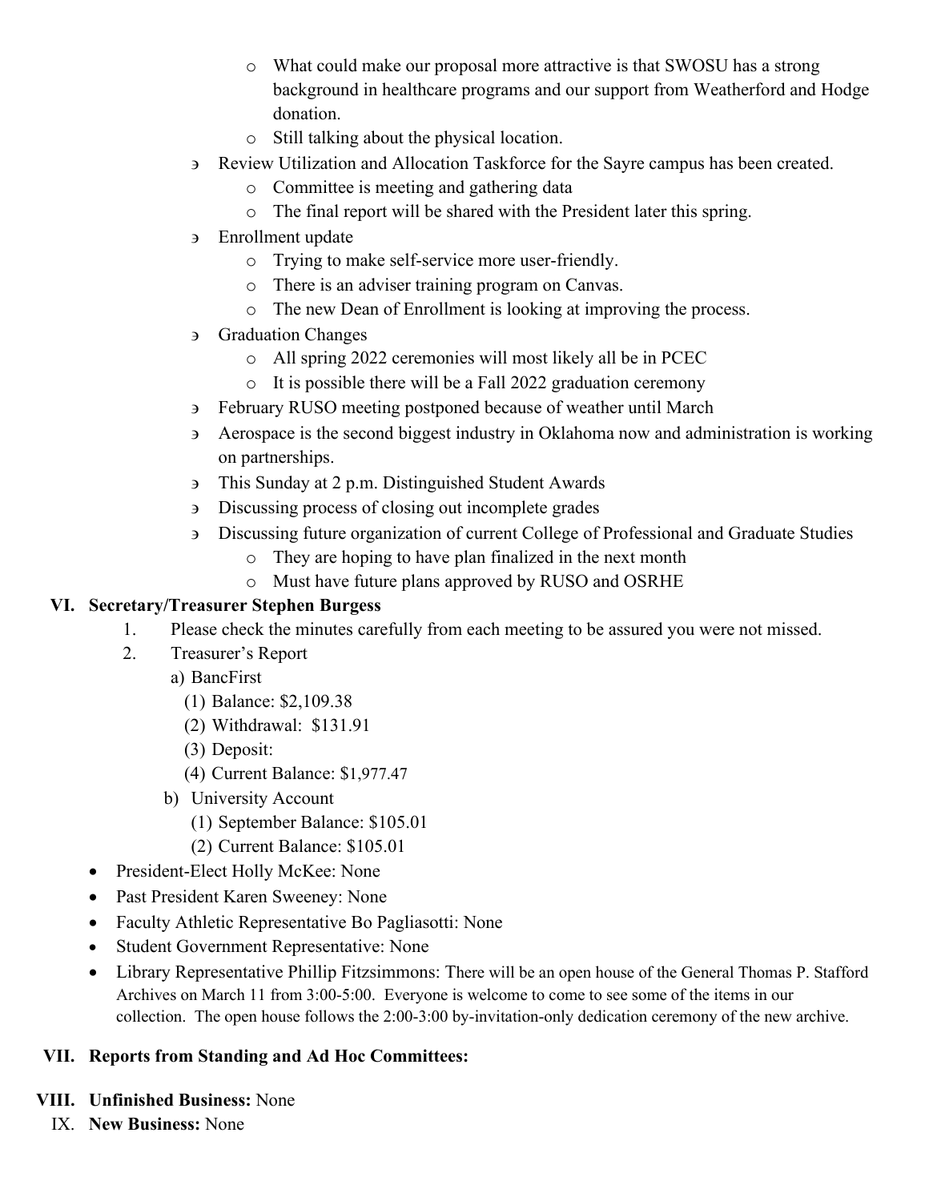- What could make our proposal more attractive is that SWOSU has a strong background in healthcare programs and our support from Weatherford and Hodge donation.
    - Still talking about the physical location.
- Review Utilization and Allocation Taskforce for the Sayre campus has been created.
    - Committee is meeting and gathering data
    - The final report will be shared with the President later this spring.
- Enrollment update
    - Trying to make self-service more user-friendly.
    - There is an adviser training program on Canvas.
    - The new Dean of Enrollment is looking at improving the process.
- Graduation Changes
    - All spring 2022 ceremonies will most likely all be in PCEC
    - It is possible there will be a Fall 2022 graduation ceremony
- February RUSO meeting postponed because of weather until March
- Aerospace is the second biggest industry in Oklahoma now and administration is working on partnerships.
- This Sunday at 2 p.m. Distinguished Student Awards
- Discussing process of closing out incomplete grades
- Discussing future organization of current College of Professional and Graduate Studies
    - They are hoping to have plan finalized in the next month
    - Must have future plans approved by RUSO and OSRHE

## VI. Secretary/Treasurer Stephen Burgess

1. Please check the minutes carefully from each meeting to be assured you were not missed.
2. Treasurer's Report
    a) BancFirst
        (1) Balance: $2,109.38
        (2) Withdrawal: $131.91
        (3) Deposit:
        (4) Current Balance: $1,977.47
    b) University Account
        (1) September Balance: $105.01
        (2) Current Balance: $105.01

- President-Elect Holly McKee: None
- Past President Karen Sweeney: None
- Faculty Athletic Representative Bo Pagliasotti: None
- Student Government Representative: None
- Library Representative Phillip Fitzsimmons: There will be an open house of the General Thomas P. Stafford Archives on March 11 from 3:00-5:00. Everyone is welcome to come to see some of the items in our collection. The open house follows the 2:00-3:00 by-invitation-only dedication ceremony of the new archive.

## VII. Reports from Standing and Ad Hoc Committees:

## VIII. Unfinished Business: None

## IX. New Business: None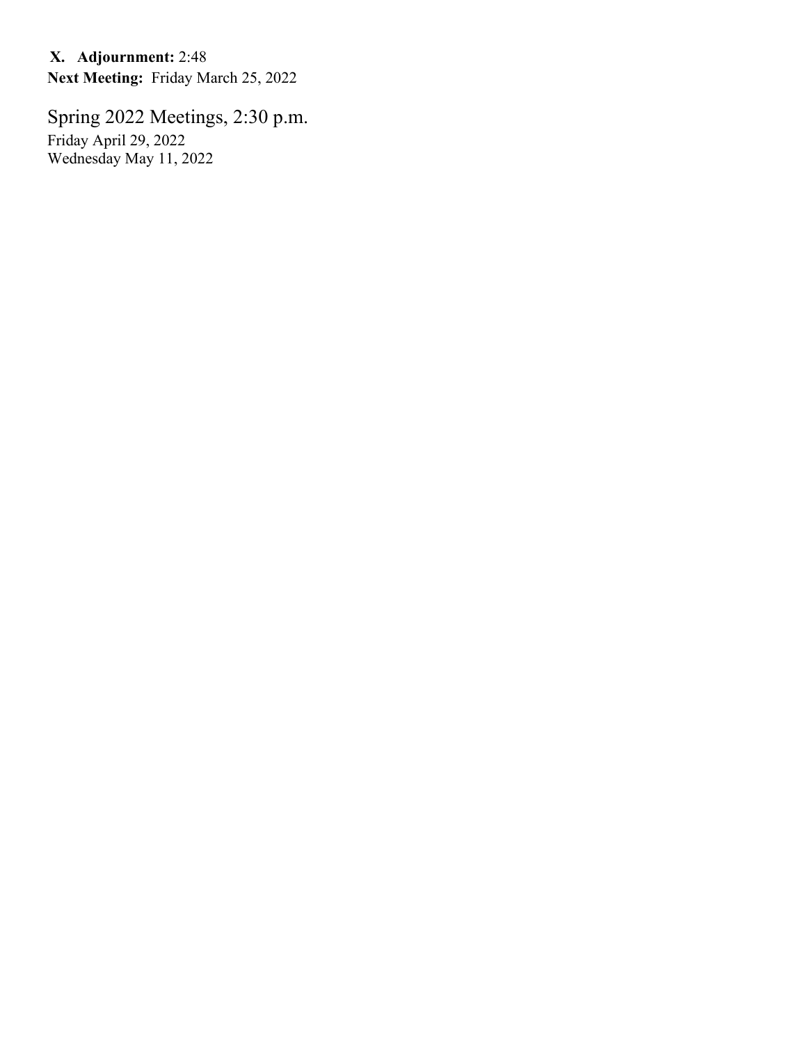**X. Adjournment:** 2:48

**Next Meeting:** Friday March 25, 2022

## Spring 2022 Meetings, 2:30 p.m.

Friday April 29, 2022
Wednesday May 11, 2022